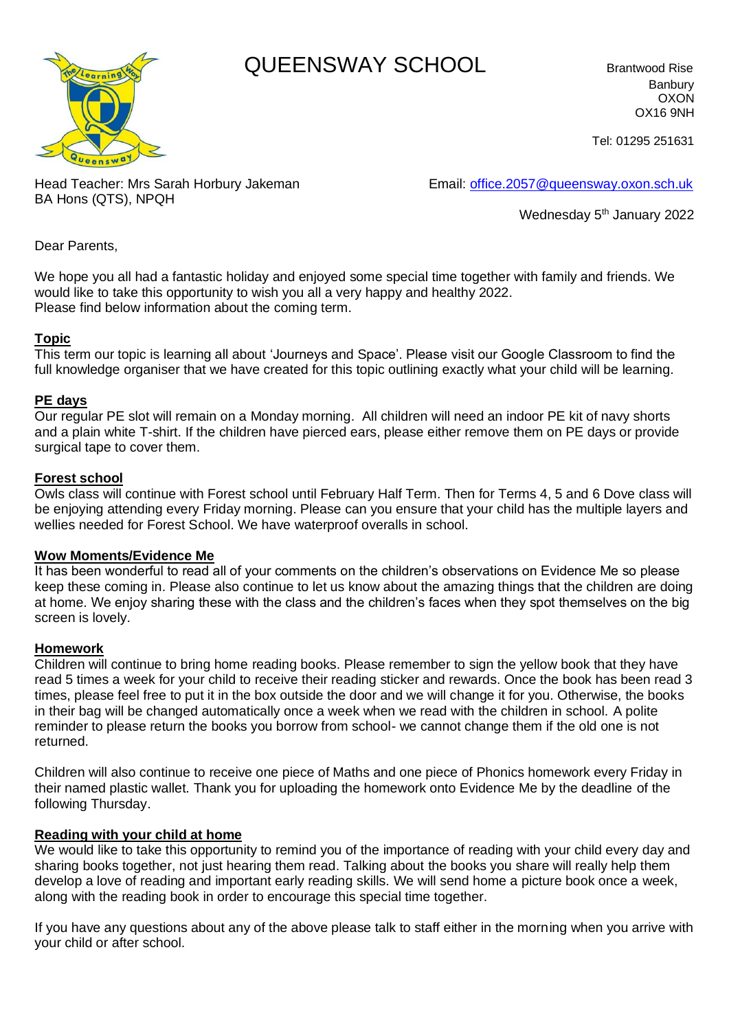# QUEENSWAY SCHOOL

Brantwood Rise
Banbury
OXON
OX16 9NH

Tel: 01295 251631

Head Teacher: Mrs Sarah Horbury Jakeman
BA Hons (QTS), NPQH

Email: office.2057@queensway.oxon.sch.uk

Wednesday 5th January 2022

Dear Parents,

We hope you all had a fantastic holiday and enjoyed some special time together with family and friends. We would like to take this opportunity to wish you all a very happy and healthy 2022.
Please find below information about the coming term.

**Topic**

This term our topic is learning all about 'Journeys and Space'. Please visit our Google Classroom to find the full knowledge organiser that we have created for this topic outlining exactly what your child will be learning.

**PE days**

Our regular PE slot will remain on a Monday morning. All children will need an indoor PE kit of navy shorts and a plain white T-shirt. If the children have pierced ears, please either remove them on PE days or provide surgical tape to cover them.

**Forest school**

Owls class will continue with Forest school until February Half Term. Then for Terms 4, 5 and 6 Dove class will be enjoying attending every Friday morning. Please can you ensure that your child has the multiple layers and wellies needed for Forest School. We have waterproof overalls in school.

**Wow Moments/Evidence Me**

It has been wonderful to read all of your comments on the children's observations on Evidence Me so please keep these coming in. Please also continue to let us know about the amazing things that the children are doing at home. We enjoy sharing these with the class and the children's faces when they spot themselves on the big screen is lovely.

**Homework**

Children will continue to bring home reading books. Please remember to sign the yellow book that they have read 5 times a week for your child to receive their reading sticker and rewards. Once the book has been read 3 times, please feel free to put it in the box outside the door and we will change it for you. Otherwise, the books in their bag will be changed automatically once a week when we read with the children in school. A polite reminder to please return the books you borrow from school- we cannot change them if the old one is not returned.

Children will also continue to receive one piece of Maths and one piece of Phonics homework every Friday in their named plastic wallet. Thank you for uploading the homework onto Evidence Me by the deadline of the following Thursday.

**Reading with your child at home**

We would like to take this opportunity to remind you of the importance of reading with your child every day and sharing books together, not just hearing them read. Talking about the books you share will really help them develop a love of reading and important early reading skills. We will send home a picture book once a week, along with the reading book in order to encourage this special time together.

If you have any questions about any of the above please talk to staff either in the morning when you arrive with your child or after school.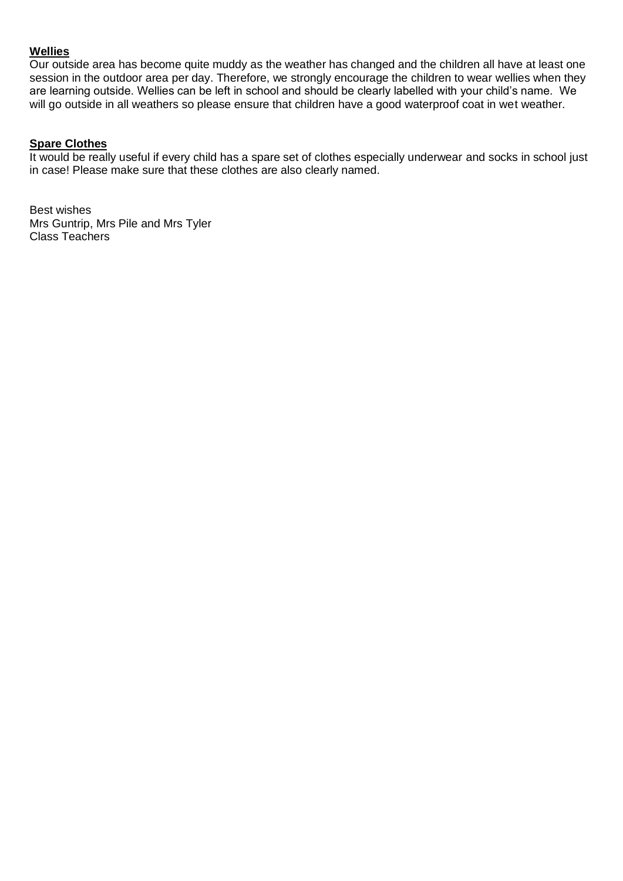**Wellies**

Our outside area has become quite muddy as the weather has changed and the children all have at least one session in the outdoor area per day. Therefore, we strongly encourage the children to wear wellies when they are learning outside. Wellies can be left in school and should be clearly labelled with your child's name. We will go outside in all weathers so please ensure that children have a good waterproof coat in wet weather.

**Spare Clothes**

It would be really useful if every child has a spare set of clothes especially underwear and socks in school just in case! Please make sure that these clothes are also clearly named.

Best wishes
Mrs Guntrip, Mrs Pile and Mrs Tyler
Class Teachers